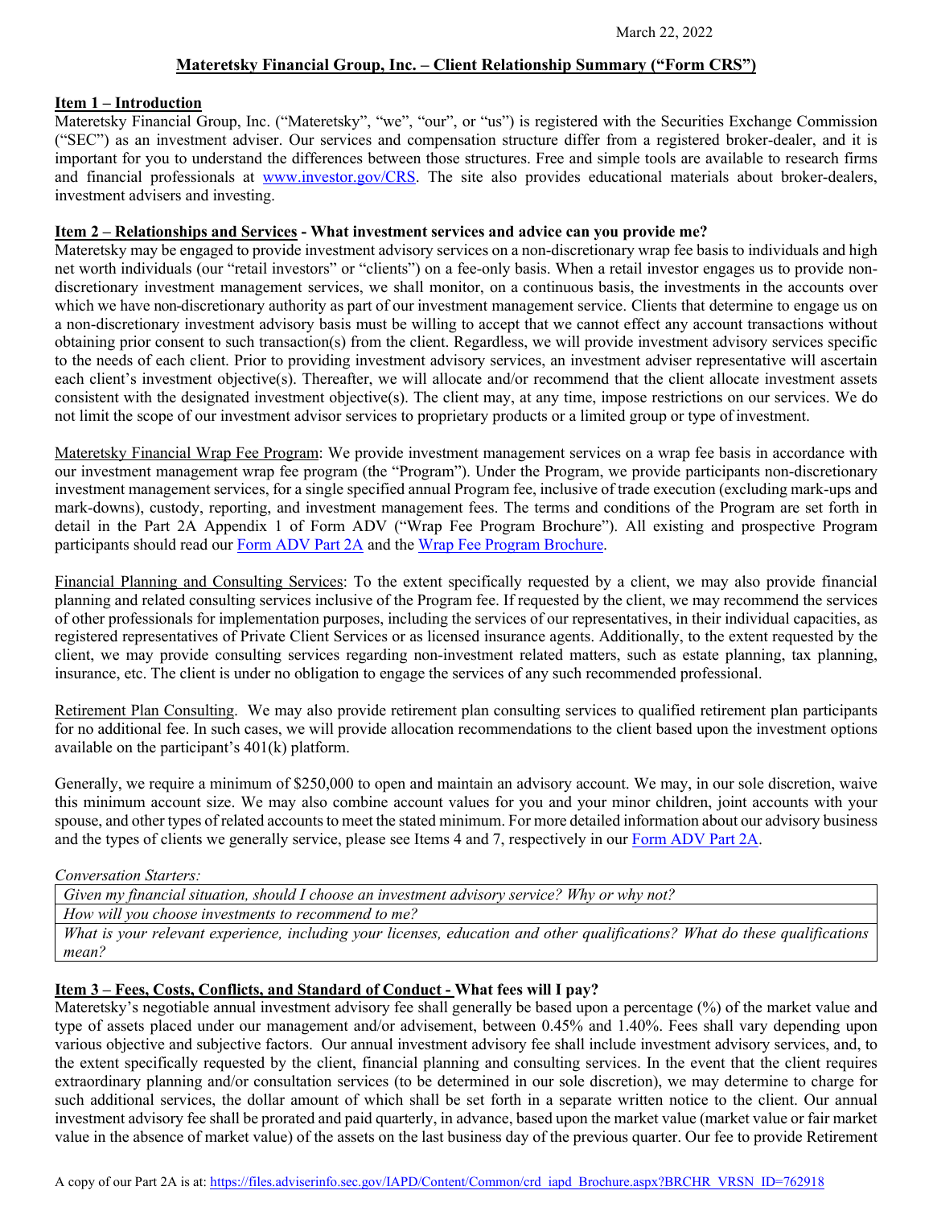March 22, 2022

# Materetsky Financial Group, Inc. – Client Relationship Summary ("Form CRS")

## Item 1 – Introduction

Materetsky Financial Group, Inc. ("Materetsky", "we", "our", or "us") is registered with the Securities Exchange Commission ("SEC") as an investment adviser. Our services and compensation structure differ from a registered broker-dealer, and it is important for you to understand the differences between those structures. Free and simple tools are available to research firms and financial professionals at [www.investor.gov/CRS](www.investor.gov/CRS). The site also provides educational materials about broker-dealers, investment advisers and investing.

## Item 2 – Relationships and Services - What investment services and advice can you provide me?

Materetsky may be engaged to provide investment advisory services on a non-discretionary wrap fee basis to individuals and high net worth individuals (our "retail investors" or "clients") on a fee-only basis. When a retail investor engages us to provide non-discretionary investment management services, we shall monitor, on a continuous basis, the investments in the accounts over which we have non-discretionary authority as part of our investment management service. Clients that determine to engage us on a non-discretionary investment advisory basis must be willing to accept that we cannot effect any account transactions without obtaining prior consent to such transaction(s) from the client. Regardless, we will provide investment advisory services specific to the needs of each client. Prior to providing investment advisory services, an investment adviser representative will ascertain each client's investment objective(s). Thereafter, we will allocate and/or recommend that the client allocate investment assets consistent with the designated investment objective(s). The client may, at any time, impose restrictions on our services. We do not limit the scope of our investment advisor services to proprietary products or a limited group or type of investment.

Materetsky Financial Wrap Fee Program: We provide investment management services on a wrap fee basis in accordance with our investment management wrap fee program (the "Program"). Under the Program, we provide participants non-discretionary investment management services, for a single specified annual Program fee, inclusive of trade execution (excluding mark-ups and mark-downs), custody, reporting, and investment management fees. The terms and conditions of the Program are set forth in detail in the Part 2A Appendix 1 of Form ADV ("Wrap Fee Program Brochure"). All existing and prospective Program participants should read our Form ADV Part 2A and the Wrap Fee Program Brochure.

Financial Planning and Consulting Services: To the extent specifically requested by a client, we may also provide financial planning and related consulting services inclusive of the Program fee. If requested by the client, we may recommend the services of other professionals for implementation purposes, including the services of our representatives, in their individual capacities, as registered representatives of Private Client Services or as licensed insurance agents. Additionally, to the extent requested by the client, we may provide consulting services regarding non-investment related matters, such as estate planning, tax planning, insurance, etc. The client is under no obligation to engage the services of any such recommended professional.

Retirement Plan Consulting. We may also provide retirement plan consulting services to qualified retirement plan participants for no additional fee. In such cases, we will provide allocation recommendations to the client based upon the investment options available on the participant's 401(k) platform.

Generally, we require a minimum of $250,000 to open and maintain an advisory account. We may, in our sole discretion, waive this minimum account size. We may also combine account values for you and your minor children, joint accounts with your spouse, and other types of related accounts to meet the stated minimum. For more detailed information about our advisory business and the types of clients we generally service, please see Items 4 and 7, respectively in our Form ADV Part 2A.

*Conversation Starters:*

| *Given my financial situation, should I choose an investment advisory service? Why or why not?* |
|---|
| *How will you choose investments to recommend to me?* |
| *What is your relevant experience, including your licenses, education and other qualifications? What do these qualifications mean?* |

## Item 3 – Fees, Costs, Conflicts, and Standard of Conduct - What fees will I pay?

Materetsky's negotiable annual investment advisory fee shall generally be based upon a percentage (%) of the market value and type of assets placed under our management and/or advisement, between 0.45% and 1.40%. Fees shall vary depending upon various objective and subjective factors. Our annual investment advisory fee shall include investment advisory services, and, to the extent specifically requested by the client, financial planning and consulting services. In the event that the client requires extraordinary planning and/or consultation services (to be determined in our sole discretion), we may determine to charge for such additional services, the dollar amount of which shall be set forth in a separate written notice to the client. Our annual investment advisory fee shall be prorated and paid quarterly, in advance, based upon the market value (market value or fair market value in the absence of market value) of the assets on the last business day of the previous quarter. Our fee to provide Retirement

A copy of our Part 2A is at: https://files.adviserinfo.sec.gov/IAPD/Content/Common/crd_iapd_Brochure.aspx?BRCHR_VRSN_ID=762918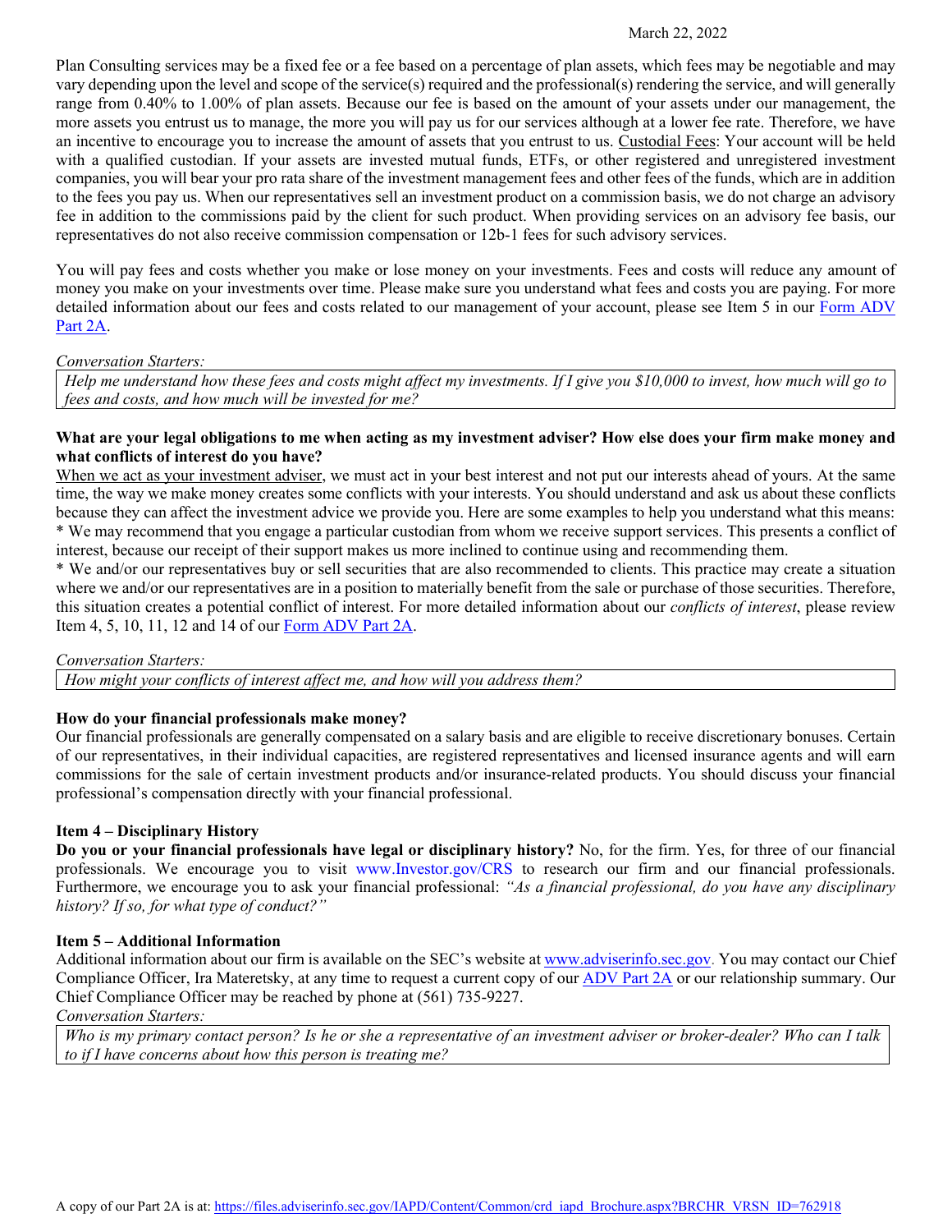March 22, 2022

Plan Consulting services may be a fixed fee or a fee based on a percentage of plan assets, which fees may be negotiable and may vary depending upon the level and scope of the service(s) required and the professional(s) rendering the service, and will generally range from 0.40% to 1.00% of plan assets. Because our fee is based on the amount of your assets under our management, the more assets you entrust us to manage, the more you will pay us for our services although at a lower fee rate. Therefore, we have an incentive to encourage you to increase the amount of assets that you entrust to us. Custodial Fees: Your account will be held with a qualified custodian. If your assets are invested mutual funds, ETFs, or other registered and unregistered investment companies, you will bear your pro rata share of the investment management fees and other fees of the funds, which are in addition to the fees you pay us. When our representatives sell an investment product on a commission basis, we do not charge an advisory fee in addition to the commissions paid by the client for such product. When providing services on an advisory fee basis, our representatives do not also receive commission compensation or 12b-1 fees for such advisory services.

You will pay fees and costs whether you make or lose money on your investments. Fees and costs will reduce any amount of money you make on your investments over time. Please make sure you understand what fees and costs you are paying. For more detailed information about our fees and costs related to our management of your account, please see Item 5 in our Form ADV Part 2A.

*Conversation Starters:*

*Help me understand how these fees and costs might affect my investments. If I give you $10,000 to invest, how much will go to fees and costs, and how much will be invested for me?*

**What are your legal obligations to me when acting as my investment adviser? How else does your firm make money and what conflicts of interest do you have?**

When we act as your investment adviser, we must act in your best interest and not put our interests ahead of yours. At the same time, the way we make money creates some conflicts with your interests. You should understand and ask us about these conflicts because they can affect the investment advice we provide you. Here are some examples to help you understand what this means:

* We may recommend that you engage a particular custodian from whom we receive support services. This presents a conflict of interest, because our receipt of their support makes us more inclined to continue using and recommending them.

* We and/or our representatives buy or sell securities that are also recommended to clients. This practice may create a situation where we and/or our representatives are in a position to materially benefit from the sale or purchase of those securities. Therefore, this situation creates a potential conflict of interest. For more detailed information about our *conflicts of interest*, please review Item 4, 5, 10, 11, 12 and 14 of our Form ADV Part 2A.

*Conversation Starters:*

*How might your conflicts of interest affect me, and how will you address them?*

**How do your financial professionals make money?**

Our financial professionals are generally compensated on a salary basis and are eligible to receive discretionary bonuses. Certain of our representatives, in their individual capacities, are registered representatives and licensed insurance agents and will earn commissions for the sale of certain investment products and/or insurance-related products. You should discuss your financial professional's compensation directly with your financial professional.

**Item 4 – Disciplinary History**

**Do you or your financial professionals have legal or disciplinary history?** No, for the firm. Yes, for three of our financial professionals. We encourage you to visit www.Investor.gov/CRS to research our firm and our financial professionals. Furthermore, we encourage you to ask your financial professional: *"As a financial professional, do you have any disciplinary history? If so, for what type of conduct?"*

**Item 5 – Additional Information**

Additional information about our firm is available on the SEC's website at www.adviserinfo.sec.gov. You may contact our Chief Compliance Officer, Ira Materetsky, at any time to request a current copy of our ADV Part 2A or our relationship summary. Our Chief Compliance Officer may be reached by phone at (561) 735-9227.

*Conversation Starters:*

*Who is my primary contact person? Is he or she a representative of an investment adviser or broker-dealer? Who can I talk to if I have concerns about how this person is treating me?*

A copy of our Part 2A is at: https://files.adviserinfo.sec.gov/IAPD/Content/Common/crd_iapd_Brochure.aspx?BRCHR_VRSN_ID=762918